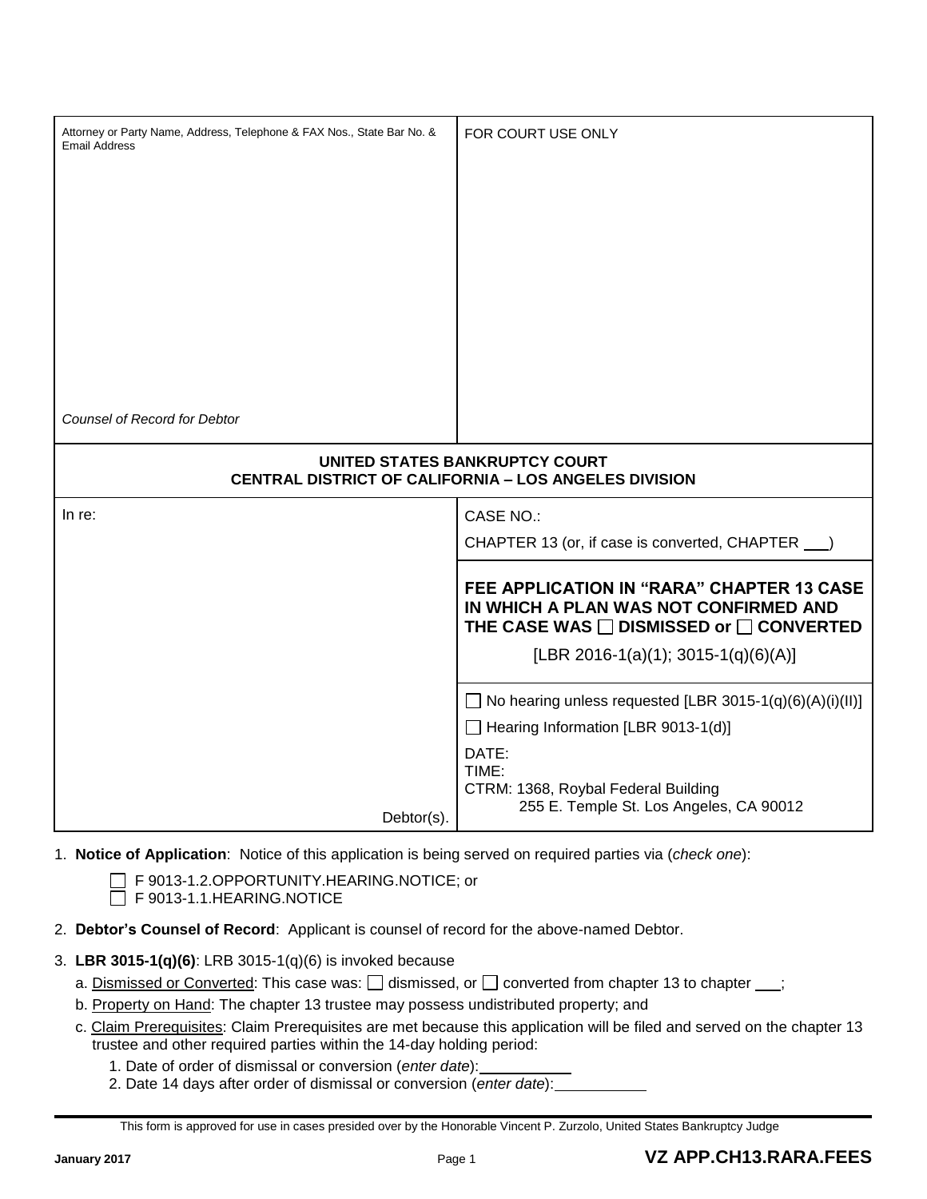| Attorney or Party Name, Address, Telephone & FAX Nos., State Bar No. & Email Address<br><br>*Counsel of Record for Debtor* | FOR COURT USE ONLY |
|---|---|
| **UNITED STATES BANKRUPTCY COURT**<br>**CENTRAL DISTRICT OF CALIFORNIA – LOS ANGELES DIVISION** | |
| In re:<br><br>Debtor(s). | CASE NO.:<br>CHAPTER 13 (or, if case is converted, CHAPTER ___)<br><br>**FEE APPLICATION IN "RARA" CHAPTER 13 CASE IN WHICH A PLAN WAS NOT CONFIRMED AND THE CASE WAS ☐ DISMISSED or ☐ CONVERTED**<br>[LBR 2016-1(a)(1); 3015-1(q)(6)(A)]<br><br>☐ No hearing unless requested [LBR 3015-1(q)(6)(A)(i)(II)]<br>☐ Hearing Information [LBR 9013-1(d)]<br>DATE:<br>TIME:<br>CTRM: 1368, Roybal Federal Building<br>255 E. Temple St. Los Angeles, CA 90012 |

1. **Notice of Application**: Notice of this application is being served on required parties via (*check one*):

   ☐ F 9013-1.2.OPPORTUNITY.HEARING.NOTICE; or
   ☐ F 9013-1.1.HEARING.NOTICE

2. **Debtor's Counsel of Record**: Applicant is counsel of record for the above-named Debtor.

3. **LBR 3015-1(q)(6)**: LRB 3015-1(q)(6) is invoked because
   a. Dismissed or Converted: This case was: ☐ dismissed, or ☐ converted from chapter 13 to chapter ___;
   b. Property on Hand: The chapter 13 trustee may possess undistributed property; and
   c. Claim Prerequisites: Claim Prerequisites are met because this application will be filed and served on the chapter 13 trustee and other required parties within the 14-day holding period:
      1. Date of order of dismissal or conversion (*enter date*): ___________
      2. Date 14 days after order of dismissal or conversion (*enter date*): ___________

This form is approved for use in cases presided over by the Honorable Vincent P. Zurzolo, United States Bankruptcy Judge

January 2017 **VZ APP.CH13.RARA.FEES**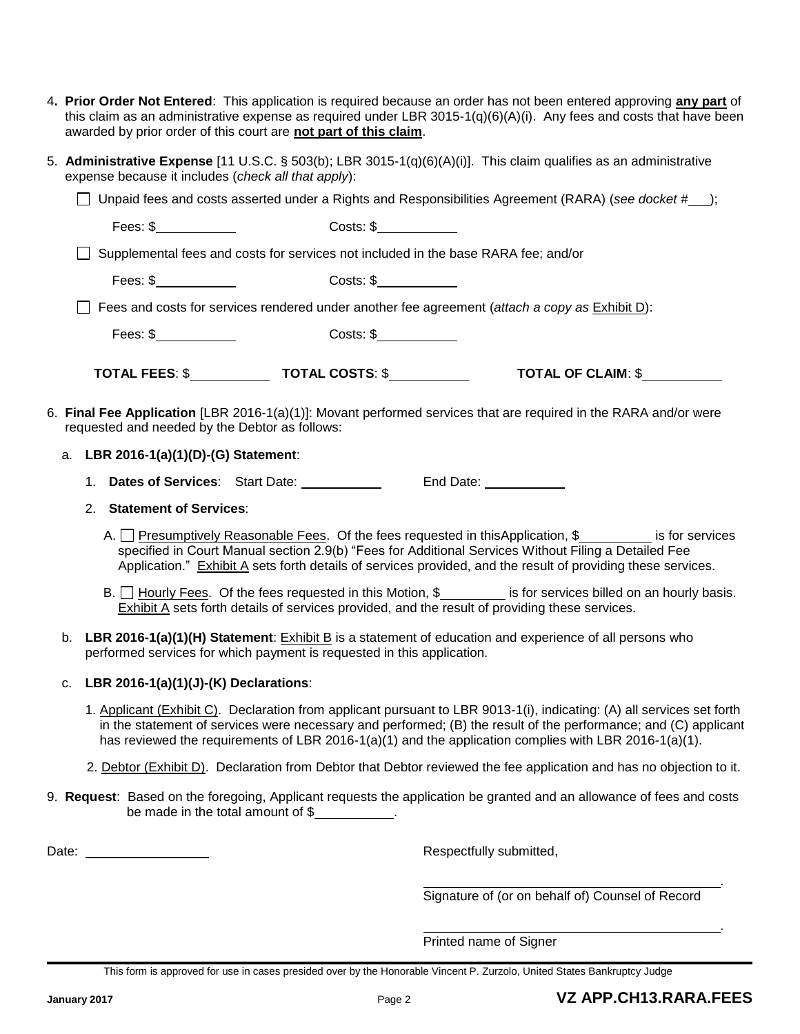4**. Prior Order Not Entered**: This application is required because an order has not been entered approving **any part** of this claim as an administrative expense as required under LBR 3015-1(q)(6)(A)(i). Any fees and costs that have been awarded by prior order of this court are **not part of this claim**.

5. **Administrative Expense** [11 U.S.C. § 503(b); LBR 3015-1(q)(6)(A)(i)]. This claim qualifies as an administrative expense because it includes (*check all that apply*):

☐ Unpaid fees and costs asserted under a Rights and Responsibilities Agreement (RARA) (*see docket #* ___);

Fees: $__________ Costs: $__________

☐ Supplemental fees and costs for services not included in the base RARA fee; and/or

Fees: $__________ Costs: $__________

☐ Fees and costs for services rendered under another fee agreement (*attach a copy as* Exhibit D):

Fees: $__________ Costs: $__________

**TOTAL FEES**: $__________ **TOTAL COSTS**: $__________ **TOTAL OF CLAIM**: $__________

6. **Final Fee Application** [LBR 2016-1(a)(1)]: Movant performed services that are required in the RARA and/or were requested and needed by the Debtor as follows:

   a. **LBR 2016-1(a)(1)(D)-(G) Statement**:

      1. **Dates of Services**: Start Date: __________ End Date: __________

      2. **Statement of Services**:

         A. ☐ Presumptively Reasonable Fees. Of the fees requested in thisApplication, $__________ is for services specified in Court Manual section 2.9(b) "Fees for Additional Services Without Filing a Detailed Fee Application." Exhibit A sets forth details of services provided, and the result of providing these services.

         B. ☐ Hourly Fees. Of the fees requested in this Motion, $__________ is for services billed on an hourly basis. Exhibit A sets forth details of services provided, and the result of providing these services.

   b. **LBR 2016-1(a)(1)(H) Statement**: Exhibit B is a statement of education and experience of all persons who performed services for which payment is requested in this application.

   c. **LBR 2016-1(a)(1)(J)-(K) Declarations**:

      1. Applicant (Exhibit C). Declaration from applicant pursuant to LBR 9013-1(i), indicating: (A) all services set forth in the statement of services were necessary and performed; (B) the result of the performance; and (C) applicant has reviewed the requirements of LBR 2016-1(a)(1) and the application complies with LBR 2016-1(a)(1).

      2. Debtor (Exhibit D). Declaration from Debtor that Debtor reviewed the fee application and has no objection to it.

9. **Request**: Based on the foregoing, Applicant requests the application be granted and an allowance of fees and costs be made in the total amount of $__________.

Date: ______________

Respectfully submitted,

______________________________________.
Signature of (or on behalf of) Counsel of Record

______________________________________.
Printed name of Signer

This form is approved for use in cases presided over by the Honorable Vincent P. Zurzolo, United States Bankruptcy Judge

January 2017 **VZ APP.CH13.RARA.FEES**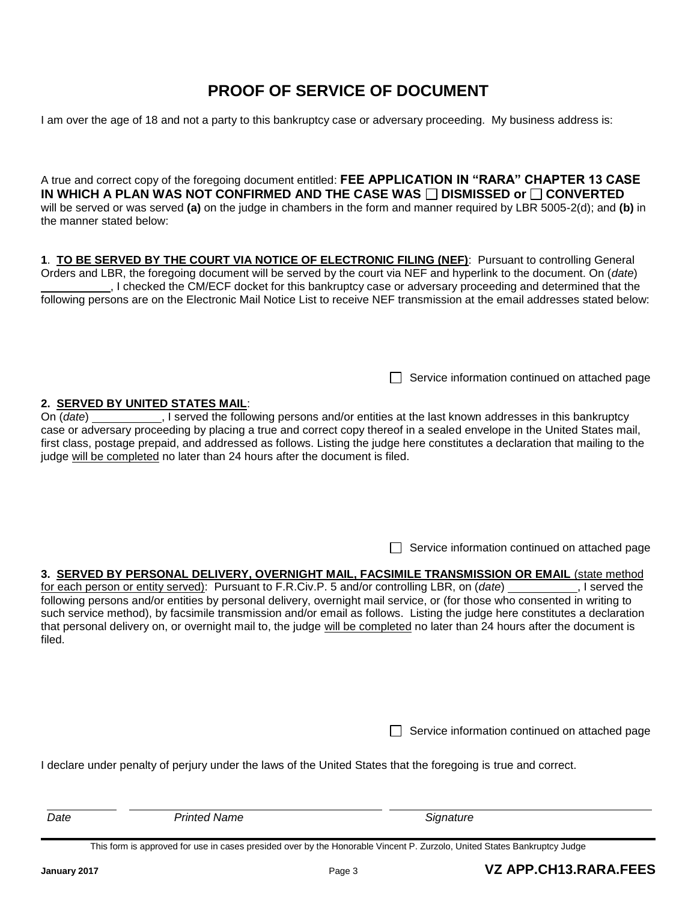# PROOF OF SERVICE OF DOCUMENT

I am over the age of 18 and not a party to this bankruptcy case or adversary proceeding. My business address is:

A true and correct copy of the foregoing document entitled: **FEE APPLICATION IN "RARA" CHAPTER 13 CASE IN WHICH A PLAN WAS NOT CONFIRMED AND THE CASE WAS ☐ DISMISSED or ☐ CONVERTED** will be served or was served **(a)** on the judge in chambers in the form and manner required by LBR 5005-2(d); and **(b)** in the manner stated below:

**1**. **TO BE SERVED BY THE COURT VIA NOTICE OF ELECTRONIC FILING (NEF)**: Pursuant to controlling General Orders and LBR, the foregoing document will be served by the court via NEF and hyperlink to the document. On (*date*) __________, I checked the CM/ECF docket for this bankruptcy case or adversary proceeding and determined that the following persons are on the Electronic Mail Notice List to receive NEF transmission at the email addresses stated below:

☐ Service information continued on attached page

**2. SERVED BY UNITED STATES MAIL**:
On (*date*) __________, I served the following persons and/or entities at the last known addresses in this bankruptcy case or adversary proceeding by placing a true and correct copy thereof in a sealed envelope in the United States mail, first class, postage prepaid, and addressed as follows. Listing the judge here constitutes a declaration that mailing to the judge will be completed no later than 24 hours after the document is filed.

☐ Service information continued on attached page

**3. SERVED BY PERSONAL DELIVERY, OVERNIGHT MAIL, FACSIMILE TRANSMISSION OR EMAIL** (state method for each person or entity served): Pursuant to F.R.Civ.P. 5 and/or controlling LBR, on (*date*) __________, I served the following persons and/or entities by personal delivery, overnight mail service, or (for those who consented in writing to such service method), by facsimile transmission and/or email as follows. Listing the judge here constitutes a declaration that personal delivery on, or overnight mail to, the judge will be completed no later than 24 hours after the document is filed.

☐ Service information continued on attached page

I declare under penalty of perjury under the laws of the United States that the foregoing is true and correct.

| | | |
|---|---|---|
| *Date* | *Printed Name* | *Signature* |

This form is approved for use in cases presided over by the Honorable Vincent P. Zurzolo, United States Bankruptcy Judge

January 2017 **VZ APP.CH13.RARA.FEES**